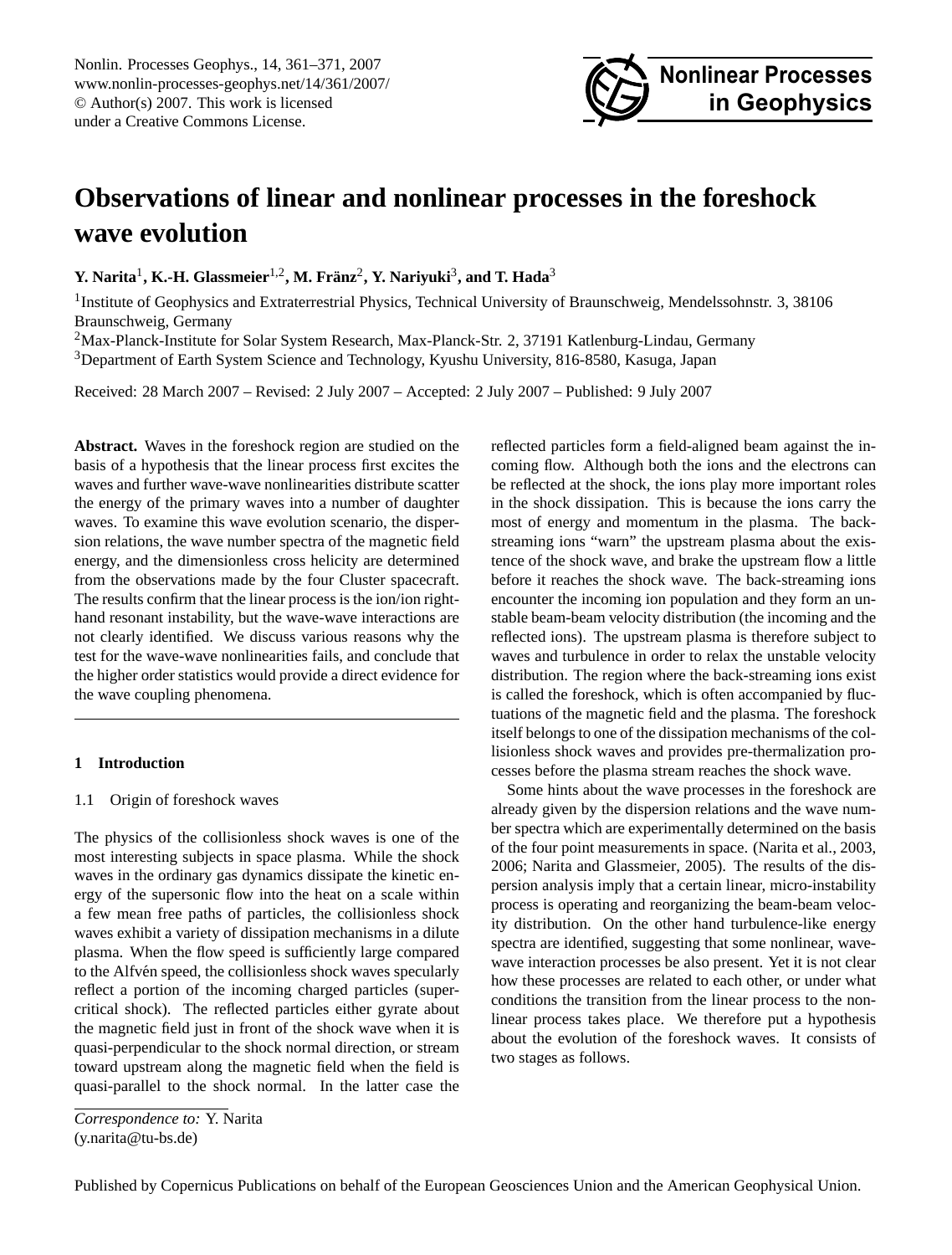# Observations of linear and nonlinear processes in the foreshock wave evolution

**Y. Narita[1], K.-H. Glassmeier[1,2], M. Fränz[2], Y. Nariyuki[3], and T. Hada[3]**

[1]Institute of Geophysics and Extraterrestrial Physics, Technical University of Braunschweig, Mendelssohnstr. 3, 38106 Braunschweig, Germany

[2]Max-Planck-Institute for Solar System Research, Max-Planck-Str. 2, 37191 Katlenburg-Lindau, Germany

[3]Department of Earth System Science and Technology, Kyushu University, 816-8580, Kasuga, Japan

Received: 28 March 2007 – Revised: 2 July 2007 – Accepted: 2 July 2007 – Published: 9 July 2007

**Abstract.** Waves in the foreshock region are studied on the basis of a hypothesis that the linear process first excites the waves and further wave-wave nonlinearities distribute scatter the energy of the primary waves into a number of daughter waves. To examine this wave evolution scenario, the dispersion relations, the wave number spectra of the magnetic field energy, and the dimensionless cross helicity are determined from the observations made by the four Cluster spacecraft. The results confirm that the linear process is the ion/ion right-hand resonant instability, but the wave-wave interactions are not clearly identified. We discuss various reasons why the test for the wave-wave nonlinearities fails, and conclude that the higher order statistics would provide a direct evidence for the wave coupling phenomena.

## 1 Introduction

### 1.1 Origin of foreshock waves

The physics of the collisionless shock waves is one of the most interesting subjects in space plasma. While the shock waves in the ordinary gas dynamics dissipate the kinetic energy of the supersonic flow into the heat on a scale within a few mean free paths of particles, the collisionless shock waves exhibit a variety of dissipation mechanisms in a dilute plasma. When the flow speed is sufficiently large compared to the Alfvén speed, the collisionless shock waves specularly reflect a portion of the incoming charged particles (supercritical shock). The reflected particles either gyrate about the magnetic field just in front of the shock wave when it is quasi-perpendicular to the shock normal direction, or stream toward upstream along the magnetic field when the field is quasi-parallel to the shock normal. In the latter case the reflected particles form a field-aligned beam against the incoming flow. Although both the ions and the electrons can be reflected at the shock, the ions play more important roles in the shock dissipation. This is because the ions carry the most of energy and momentum in the plasma. The back-streaming ions "warn" the upstream plasma about the existence of the shock wave, and brake the upstream flow a little before it reaches the shock wave. The back-streaming ions encounter the incoming ion population and they form an unstable beam-beam velocity distribution (the incoming and the reflected ions). The upstream plasma is therefore subject to waves and turbulence in order to relax the unstable velocity distribution. The region where the back-streaming ions exist is called the foreshock, which is often accompanied by fluctuations of the magnetic field and the plasma. The foreshock itself belongs to one of the dissipation mechanisms of the collisionless shock waves and provides pre-thermalization processes before the plasma stream reaches the shock wave.

Some hints about the wave processes in the foreshock are already given by the dispersion relations and the wave number spectra which are experimentally determined on the basis of the four point measurements in space. (Narita et al., 2003, 2006; Narita and Glassmeier, 2005). The results of the dispersion analysis imply that a certain linear, micro-instability process is operating and reorganizing the beam-beam velocity distribution. On the other hand turbulence-like energy spectra are identified, suggesting that some nonlinear, wave-wave interaction processes be also present. Yet it is not clear how these processes are related to each other, or under what conditions the transition from the linear process to the nonlinear process takes place. We therefore put a hypothesis about the evolution of the foreshock waves. It consists of two stages as follows.

*Correspondence to:* Y. Narita
(y.narita@tu-bs.de)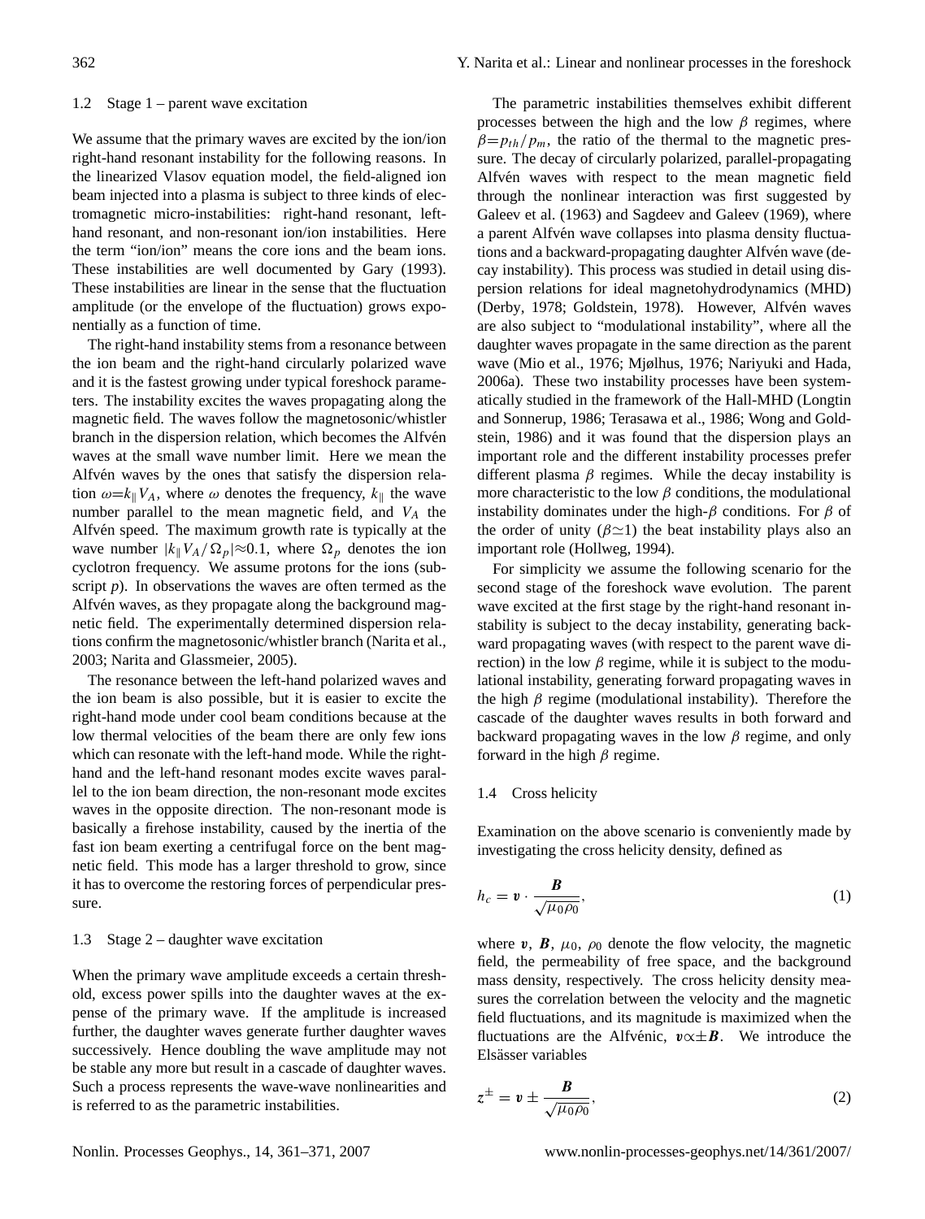### 1.2 Stage 1 – parent wave excitation

We assume that the primary waves are excited by the ion/ion right-hand resonant instability for the following reasons. In the linearized Vlasov equation model, the field-aligned ion beam injected into a plasma is subject to three kinds of electromagnetic micro-instabilities: right-hand resonant, left-hand resonant, and non-resonant ion/ion instabilities. Here the term "ion/ion" means the core ions and the beam ions. These instabilities are well documented by Gary (1993). These instabilities are linear in the sense that the fluctuation amplitude (or the envelope of the fluctuation) grows exponentially as a function of time.

The right-hand instability stems from a resonance between the ion beam and the right-hand circularly polarized wave and it is the fastest growing under typical foreshock parameters. The instability excites the waves propagating along the magnetic field. The waves follow the magnetosonic/whistler branch in the dispersion relation, which becomes the Alfvén waves at the small wave number limit. Here we mean the Alfvén waves by the ones that satisfy the dispersion relation $\omega = k_\parallel V_A$, where $\omega$ denotes the frequency, $k_\parallel$ the wave number parallel to the mean magnetic field, and $V_A$ the Alfvén speed. The maximum growth rate is typically at the wave number $|k_\parallel V_A / \Omega_p| \approx 0.1$, where $\Omega_p$ denotes the ion cyclotron frequency. We assume protons for the ions (subscript $p$). In observations the waves are often termed as the Alfvén waves, as they propagate along the background magnetic field. The experimentally determined dispersion relations confirm the magnetosonic/whistler branch (Narita et al., 2003; Narita and Glassmeier, 2005).

The resonance between the left-hand polarized waves and the ion beam is also possible, but it is easier to excite the right-hand mode under cool beam conditions because at the low thermal velocities of the beam there are only few ions which can resonate with the left-hand mode. While the right-hand and the left-hand resonant modes excite waves parallel to the ion beam direction, the non-resonant mode excites waves in the opposite direction. The non-resonant mode is basically a firehose instability, caused by the inertia of the fast ion beam exerting a centrifugal force on the bent magnetic field. This mode has a larger threshold to grow, since it has to overcome the restoring forces of perpendicular pressure.

### 1.3 Stage 2 – daughter wave excitation

When the primary wave amplitude exceeds a certain threshold, excess power spills into the daughter waves at the expense of the primary wave. If the amplitude is increased further, the daughter waves generate further daughter waves successively. Hence doubling the wave amplitude may not be stable any more but result in a cascade of daughter waves. Such a process represents the wave-wave nonlinearities and is referred to as the parametric instabilities.

The parametric instabilities themselves exhibit different processes between the high and the low $\beta$ regimes, where $\beta = p_{th}/p_m$, the ratio of the thermal to the magnetic pressure. The decay of circularly polarized, parallel-propagating Alfvén waves with respect to the mean magnetic field through the nonlinear interaction was first suggested by Galeev et al. (1963) and Sagdeev and Galeev (1969), where a parent Alfvén wave collapses into plasma density fluctuations and a backward-propagating daughter Alfvén wave (decay instability). This process was studied in detail using dispersion relations for ideal magnetohydrodynamics (MHD) (Derby, 1978; Goldstein, 1978). However, Alfvén waves are also subject to "modulational instability", where all the daughter waves propagate in the same direction as the parent wave (Mio et al., 1976; Mjølhus, 1976; Nariyuki and Hada, 2006a). These two instability processes have been systematically studied in the framework of the Hall-MHD (Longtin and Sonnerup, 1986; Terasawa et al., 1986; Wong and Goldstein, 1986) and it was found that the dispersion plays an important role and the different instability processes prefer different plasma $\beta$ regimes. While the decay instability is more characteristic to the low $\beta$ conditions, the modulational instability dominates under the high-$\beta$ conditions. For $\beta$ of the order of unity ($\beta \simeq 1$) the beat instability plays also an important role (Hollweg, 1994).

For simplicity we assume the following scenario for the second stage of the foreshock wave evolution. The parent wave excited at the first stage by the right-hand resonant instability is subject to the decay instability, generating backward propagating waves (with respect to the parent wave direction) in the low $\beta$ regime, while it is subject to the modulational instability, generating forward propagating waves in the high $\beta$ regime (modulational instability). Therefore the cascade of the daughter waves results in both forward and backward propagating waves in the low $\beta$ regime, and only forward in the high $\beta$ regime.

### 1.4 Cross helicity

Examination on the above scenario is conveniently made by investigating the cross helicity density, defined as

$$h_c = \boldsymbol{v} \cdot \frac{\boldsymbol{B}}{\sqrt{\mu_0 \rho_0}}, \tag{1}$$

where $\boldsymbol{v}$, $\boldsymbol{B}$, $\mu_0$, $\rho_0$ denote the flow velocity, the magnetic field, the permeability of free space, and the background mass density, respectively. The cross helicity density measures the correlation between the velocity and the magnetic field fluctuations, and its magnitude is maximized when the fluctuations are the Alfvénic, $\boldsymbol{v} \propto \pm \boldsymbol{B}$. We introduce the Elsässer variables

$$z^{\pm} = \boldsymbol{v} \pm \frac{\boldsymbol{B}}{\sqrt{\mu_0 \rho_0}}, \tag{2}$$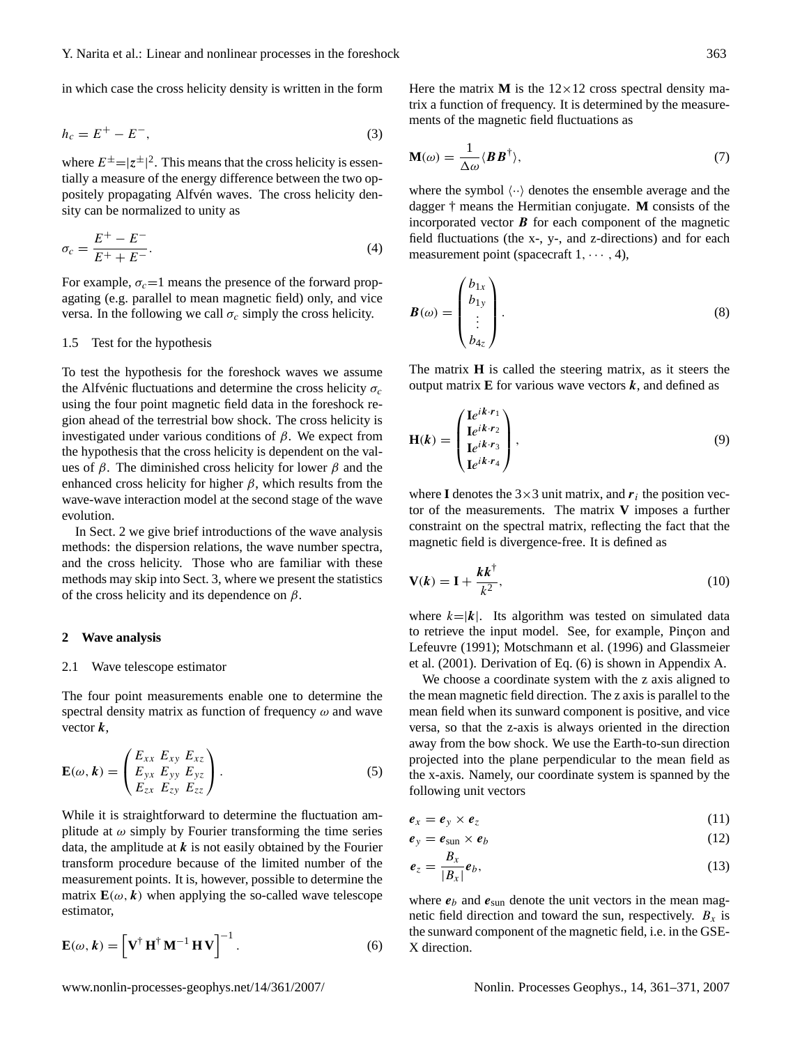in which case the cross helicity density is written in the form

$$h_c = E^+ - E^-, \tag{3}$$

where $E^{\pm}=|z^{\pm}|^2$. This means that the cross helicity is essentially a measure of the energy difference between the two oppositely propagating Alfvén waves. The cross helicity density can be normalized to unity as

$$\sigma_c = \frac{E^+ - E^-}{E^+ + E^-}. \tag{4}$$

For example, $\sigma_c$=1 means the presence of the forward propagating (e.g. parallel to mean magnetic field) only, and vice versa. In the following we call $\sigma_c$ simply the cross helicity.

### 1.5 Test for the hypothesis

To test the hypothesis for the foreshock waves we assume the Alfvénic fluctuations and determine the cross helicity $\sigma_c$ using the four point magnetic field data in the foreshock region ahead of the terrestrial bow shock. The cross helicity is investigated under various conditions of $\beta$. We expect from the hypothesis that the cross helicity is dependent on the values of $\beta$. The diminished cross helicity for lower $\beta$ and the enhanced cross helicity for higher $\beta$, which results from the wave-wave interaction model at the second stage of the wave evolution.

In Sect. 2 we give brief introductions of the wave analysis methods: the dispersion relations, the wave number spectra, and the cross helicity. Those who are familiar with these methods may skip into Sect. 3, where we present the statistics of the cross helicity and its dependence on $\beta$.

## 2 Wave analysis

### 2.1 Wave telescope estimator

The four point measurements enable one to determine the spectral density matrix as function of frequency $\omega$ and wave vector $\boldsymbol{k}$,

$$\mathbf{E}(\omega, \boldsymbol{k}) = \begin{pmatrix} E_{xx} & E_{xy} & E_{xz} \\ E_{yx} & E_{yy} & E_{yz} \\ E_{zx} & E_{zy} & E_{zz} \end{pmatrix}. \tag{5}$$

While it is straightforward to determine the fluctuation amplitude at $\omega$ simply by Fourier transforming the time series data, the amplitude at $\boldsymbol{k}$ is not easily obtained by the Fourier transform procedure because of the limited number of the measurement points. It is, however, possible to determine the matrix $\mathbf{E}(\omega, \boldsymbol{k})$ when applying the so-called wave telescope estimator,

$$\mathbf{E}(\omega, \boldsymbol{k}) = \left[\mathbf{V}^\dagger\, \mathbf{H}^\dagger\, \mathbf{M}^{-1}\, \mathbf{H}\, \mathbf{V}\right]^{-1}. \tag{6}$$

Here the matrix $\mathbf{M}$ is the $12\times12$ cross spectral density matrix a function of frequency. It is determined by the measurements of the magnetic field fluctuations as

$$\mathbf{M}(\omega) = \frac{1}{\Delta\omega}\langle \boldsymbol{B}\boldsymbol{B}^\dagger \rangle, \tag{7}$$

where the symbol $\langle\cdot\cdot\rangle$ denotes the ensemble average and the dagger $\dagger$ means the Hermitian conjugate. $\mathbf{M}$ consists of the incorporated vector $\boldsymbol{B}$ for each component of the magnetic field fluctuations (the x-, y-, and z-directions) and for each measurement point (spacecraft $1, \cdots, 4$),

$$\boldsymbol{B}(\omega) = \begin{pmatrix} b_{1x} \\ b_{1y} \\ \vdots \\ b_{4z} \end{pmatrix}. \tag{8}$$

The matrix $\mathbf{H}$ is called the steering matrix, as it steers the output matrix $\mathbf{E}$ for various wave vectors $\boldsymbol{k}$, and defined as

$$\mathbf{H}(\boldsymbol{k}) = \begin{pmatrix} \mathbf{I}e^{i\boldsymbol{k}\cdot\boldsymbol{r}_1} \\ \mathbf{I}e^{i\boldsymbol{k}\cdot\boldsymbol{r}_2} \\ \mathbf{I}e^{i\boldsymbol{k}\cdot\boldsymbol{r}_3} \\ \mathbf{I}e^{i\boldsymbol{k}\cdot\boldsymbol{r}_4} \end{pmatrix}, \tag{9}$$

where $\mathbf{I}$ denotes the $3\times3$ unit matrix, and $\boldsymbol{r}_i$ the position vector of the measurements. The matrix $\mathbf{V}$ imposes a further constraint on the spectral matrix, reflecting the fact that the magnetic field is divergence-free. It is defined as

$$\mathbf{V}(\boldsymbol{k}) = \mathbf{I} + \frac{\boldsymbol{k}\boldsymbol{k}^\dagger}{k^2}, \tag{10}$$

where $k=|\boldsymbol{k}|$. Its algorithm was tested on simulated data to retrieve the input model. See, for example, Pinçon and Lefeuvre (1991); Motschmann et al. (1996) and Glassmeier et al. (2001). Derivation of Eq. (6) is shown in Appendix A.

We choose a coordinate system with the z axis aligned to the mean magnetic field direction. The z axis is parallel to the mean field when its sunward component is positive, and vice versa, so that the z-axis is always oriented in the direction away from the bow shock. We use the Earth-to-sun direction projected into the plane perpendicular to the mean field as the x-axis. Namely, our coordinate system is spanned by the following unit vectors

$$\boldsymbol{e}_x = \boldsymbol{e}_y \times \boldsymbol{e}_z \tag{11}$$

$$\boldsymbol{e}_y = \boldsymbol{e}_{\text{sun}} \times \boldsymbol{e}_b \tag{12}$$

$$\boldsymbol{e}_z = \frac{B_x}{|B_x|}\boldsymbol{e}_b, \tag{13}$$

where $\boldsymbol{e}_b$ and $\boldsymbol{e}_{\text{sun}}$ denote the unit vectors in the mean magnetic field direction and toward the sun, respectively. $B_x$ is the sunward component of the magnetic field, i.e. in the GSE-X direction.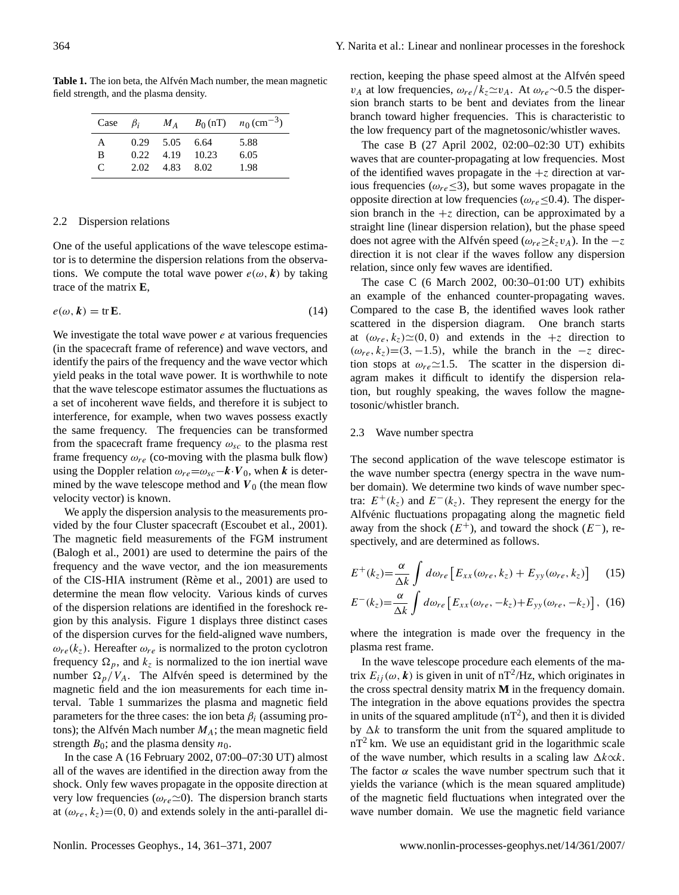**Table 1.** The ion beta, the Alfvén Mach number, the mean magnetic field strength, and the plasma density.

| Case | $\beta_i$ | $M_A$ | $B_0$ (nT) | $n_0$ (cm$^{-3}$) |
|---|---|---|---|---|
| A | 0.29 | 5.05 | 6.64 | 5.88 |
| B | 0.22 | 4.19 | 10.23 | 6.05 |
| C | 2.02 | 4.83 | 8.02 | 1.98 |

### 2.2 Dispersion relations

One of the useful applications of the wave telescope estimator is to determine the dispersion relations from the observations. We compute the total wave power $e(\omega, \boldsymbol{k})$ by taking trace of the matrix $\mathbf{E}$,

$$e(\omega, \boldsymbol{k}) = \mathrm{tr}\,\mathbf{E}. \tag{14}$$

We investigate the total wave power $e$ at various frequencies (in the spacecraft frame of reference) and wave vectors, and identify the pairs of the frequency and the wave vector which yield peaks in the total wave power. It is worthwhile to note that the wave telescope estimator assumes the fluctuations as a set of incoherent wave fields, and therefore it is subject to interference, for example, when two waves possess exactly the same frequency. The frequencies can be transformed from the spacecraft frame frequency $\omega_{sc}$ to the plasma rest frame frequency $\omega_{re}$ (co-moving with the plasma bulk flow) using the Doppler relation $\omega_{re}=\omega_{sc}-\boldsymbol{k}\cdot\boldsymbol{V}_0$, when $\boldsymbol{k}$ is determined by the wave telescope method and $\boldsymbol{V}_0$ (the mean flow velocity vector) is known.

We apply the dispersion analysis to the measurements provided by the four Cluster spacecraft (Escoubet et al., 2001). The magnetic field measurements of the FGM instrument (Balogh et al., 2001) are used to determine the pairs of the frequency and the wave vector, and the ion measurements of the CIS-HIA instrument (Rème et al., 2001) are used to determine the mean flow velocity. Various kinds of curves of the dispersion relations are identified in the foreshock region by this analysis. Figure 1 displays three distinct cases of the dispersion curves for the field-aligned wave numbers, $\omega_{re}(k_z)$. Hereafter $\omega_{re}$ is normalized to the proton cyclotron frequency $\Omega_p$, and $k_z$ is normalized to the ion inertial wave number $\Omega_p/V_A$. The Alfvén speed is determined by the magnetic field and the ion measurements for each time interval. Table 1 summarizes the plasma and magnetic field parameters for the three cases: the ion beta $\beta_i$ (assuming protons); the Alfvén Mach number $M_A$; the mean magnetic field strength $B_0$; and the plasma density $n_0$.

In the case A (16 February 2002, 07:00–07:30 UT) almost all of the waves are identified in the direction away from the shock. Only few waves propagate in the opposite direction at very low frequencies ($\omega_{re}\simeq 0$). The dispersion branch starts at $(\omega_{re}, k_z)=(0, 0)$ and extends solely in the anti-parallel direction, keeping the phase speed almost at the Alfvén speed $v_A$ at low frequencies, $\omega_{re}/k_z\simeq v_A$. At $\omega_{re}\sim 0.5$ the dispersion branch starts to be bent and deviates from the linear branch toward higher frequencies. This is characteristic to the low frequency part of the magnetosonic/whistler waves.

The case B (27 April 2002, 02:00–02:30 UT) exhibits waves that are counter-propagating at low frequencies. Most of the identified waves propagate in the $+z$ direction at various frequencies ($\omega_{re}\lesssim 3$), but some waves propagate in the opposite direction at low frequencies ($\omega_{re}\lesssim 0.4$). The dispersion branch in the $+z$ direction, can be approximated by a straight line (linear dispersion relation), but the phase speed does not agree with the Alfvén speed ($\omega_{re}\gtrsim k_z v_A$). In the $-z$ direction it is not clear if the waves follow any dispersion relation, since only few waves are identified.

The case C (6 March 2002, 00:30–01:00 UT) exhibits an example of the enhanced counter-propagating waves. Compared to the case B, the identified waves look rather scattered in the dispersion diagram. One branch starts at $(\omega_{re}, k_z)\simeq(0, 0)$ and extends in the $+z$ direction to $(\omega_{re}, k_z)=(3, -1.5)$, while the branch in the $-z$ direction stops at $\omega_{re}\simeq 1.5$. The scatter in the dispersion diagram makes it difficult to identify the dispersion relation, but roughly speaking, the waves follow the magnetosonic/whistler branch.

### 2.3 Wave number spectra

The second application of the wave telescope estimator is the wave number spectra (energy spectra in the wave number domain). We determine two kinds of wave number spectra: $E^{+}(k_z)$ and $E^{-}(k_z)$. They represent the energy for the Alfvénic fluctuations propagating along the magnetic field away from the shock ($E^{+}$), and toward the shock ($E^{-}$), respectively, and are determined as follows.

$$E^{+}(k_z)=\frac{\alpha}{\Delta k}\int d\omega_{re}\left[E_{xx}(\omega_{re}, k_z) + E_{yy}(\omega_{re}, k_z)\right] \tag{15}$$

$$E^{-}(k_z)=\frac{\alpha}{\Delta k}\int d\omega_{re}\left[E_{xx}(\omega_{re}, -k_z)+E_{yy}(\omega_{re}, -k_z)\right], \tag{16}$$

where the integration is made over the frequency in the plasma rest frame.

In the wave telescope procedure each elements of the matrix $E_{ij}(\omega, \boldsymbol{k})$ is given in unit of nT$^2$/Hz, which originates in the cross spectral density matrix $\mathbf{M}$ in the frequency domain. The integration in the above equations provides the spectra in units of the squared amplitude (nT$^2$), and then it is divided by $\Delta k$ to transform the unit from the squared amplitude to nT$^2$ km. We use an equidistant grid in the logarithmic scale of the wave number, which results in a scaling law $\Delta k \propto k$. The factor $\alpha$ scales the wave number spectrum such that it yields the variance (which is the mean squared amplitude) of the magnetic field fluctuations when integrated over the wave number domain. We use the magnetic field variance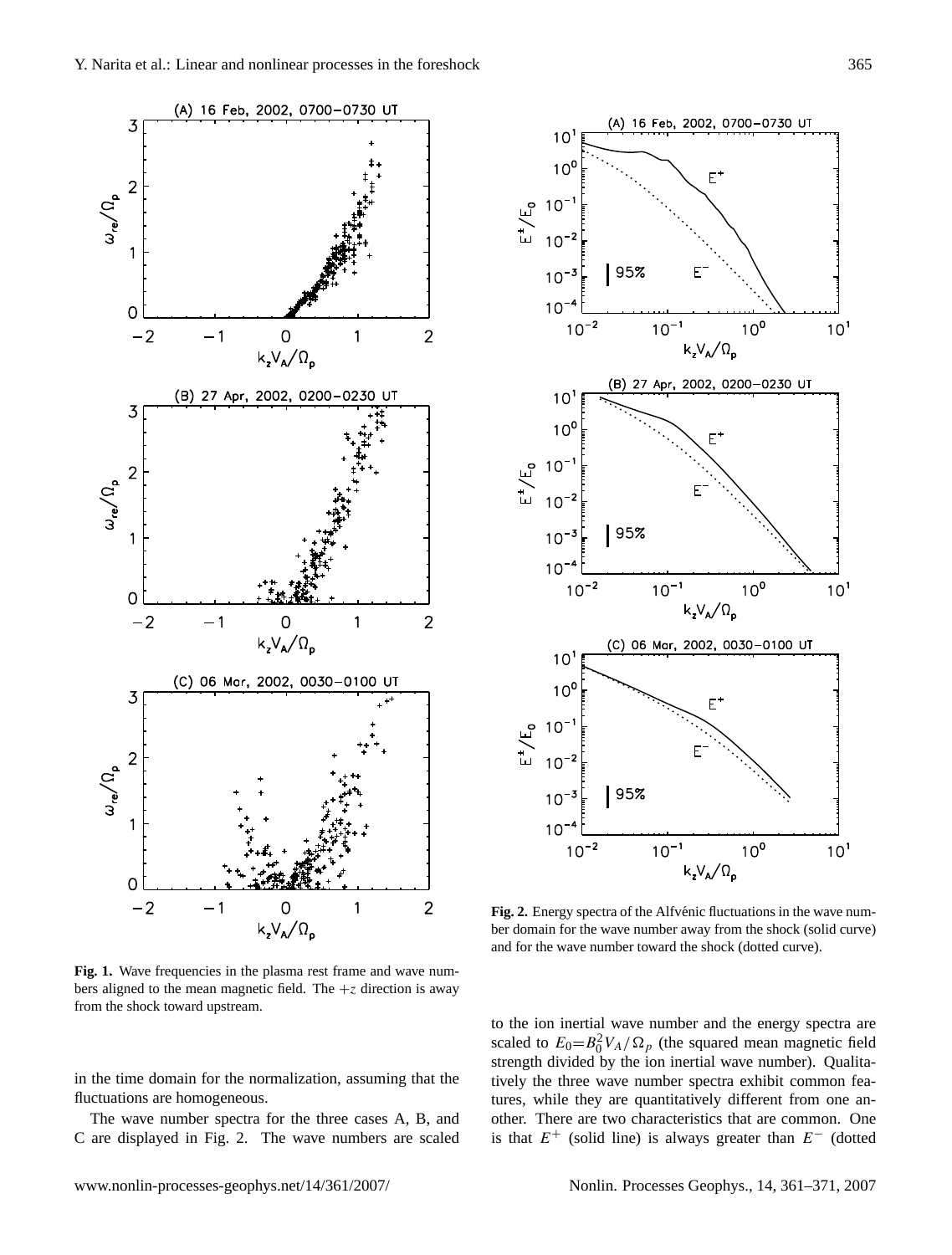**Fig. 1.** Wave frequencies in the plasma rest frame and wave numbers aligned to the mean magnetic field. The $+z$ direction is away from the shock toward upstream.

**Fig. 2.** Energy spectra of the Alfvénic fluctuations in the wave number domain for the wave number away from the shock (solid curve) and for the wave number toward the shock (dotted curve).

in the time domain for the normalization, assuming that the fluctuations are homogeneous.

The wave number spectra for the three cases A, B, and C are displayed in Fig. 2. The wave numbers are scaled to the ion inertial wave number and the energy spectra are scaled to $E_0 = B_0^2 V_A / \Omega_p$ (the squared mean magnetic field strength divided by the ion inertial wave number). Qualitatively the three wave number spectra exhibit common features, while they are quantitatively different from one another. There are two characteristics that are common. One is that $E^+$ (solid line) is always greater than $E^-$ (dotted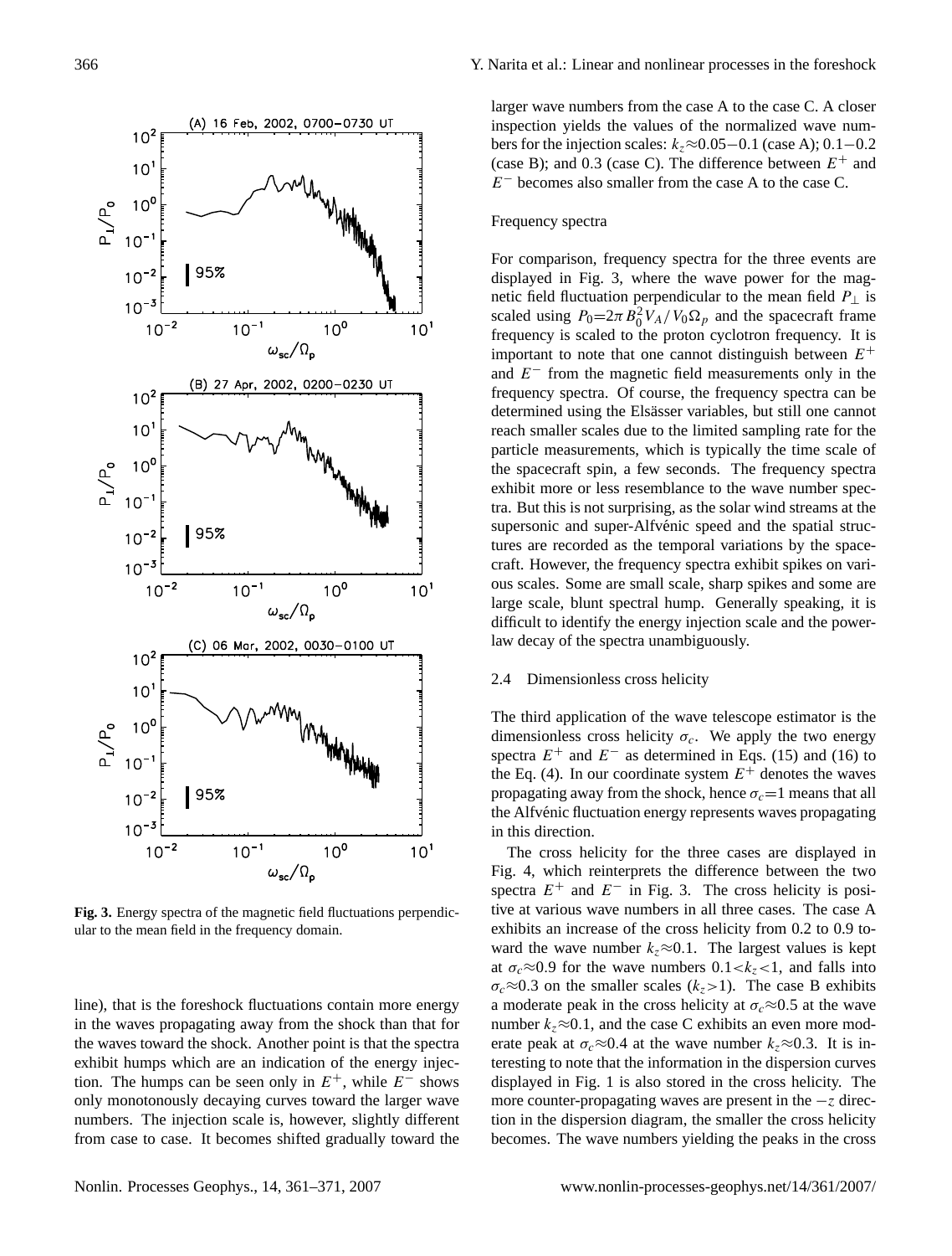**Fig. 3.** Energy spectra of the magnetic field fluctuations perpendicular to the mean field in the frequency domain.

line), that is the foreshock fluctuations contain more energy in the waves propagating away from the shock than that for the waves toward the shock. Another point is that the spectra exhibit humps which are an indication of the energy injection. The humps can be seen only in $E^+$, while $E^-$ shows only monotonously decaying curves toward the larger wave numbers. The injection scale is, however, slightly different from case to case. It becomes shifted gradually toward the larger wave numbers from the case A to the case C. A closer inspection yields the values of the normalized wave numbers for the injection scales: $k_z \approx 0.05-0.1$ (case A); $0.1-0.2$ (case B); and 0.3 (case C). The difference between $E^+$ and $E^-$ becomes also smaller from the case A to the case C.

Frequency spectra

For comparison, frequency spectra for the three events are displayed in Fig. 3, where the wave power for the magnetic field fluctuation perpendicular to the mean field $P_\perp$ is scaled using $P_0 = 2\pi B_0^2 V_A / V_0 \Omega_p$ and the spacecraft frame frequency is scaled to the proton cyclotron frequency. It is important to note that one cannot distinguish between $E^+$ and $E^-$ from the magnetic field measurements only in the frequency spectra. Of course, the frequency spectra can be determined using the Elsässer variables, but still one cannot reach smaller scales due to the limited sampling rate for the particle measurements, which is typically the time scale of the spacecraft spin, a few seconds. The frequency spectra exhibit more or less resemblance to the wave number spectra. But this is not surprising, as the solar wind streams at the supersonic and super-Alfvénic speed and the spatial structures are recorded as the temporal variations by the spacecraft. However, the frequency spectra exhibit spikes on various scales. Some are small scale, sharp spikes and some are large scale, blunt spectral hump. Generally speaking, it is difficult to identify the energy injection scale and the power-law decay of the spectra unambiguously.

### 2.4 Dimensionless cross helicity

The third application of the wave telescope estimator is the dimensionless cross helicity $\sigma_c$. We apply the two energy spectra $E^+$ and $E^-$ as determined in Eqs. (15) and (16) to the Eq. (4). In our coordinate system $E^+$ denotes the waves propagating away from the shock, hence $\sigma_c = 1$ means that all the Alfvénic fluctuation energy represents waves propagating in this direction.

The cross helicity for the three cases are displayed in Fig. 4, which reinterprets the difference between the two spectra $E^+$ and $E^-$ in Fig. 3. The cross helicity is positive at various wave numbers in all three cases. The case A exhibits an increase of the cross helicity from 0.2 to 0.9 toward the wave number $k_z \approx 0.1$. The largest values is kept at $\sigma_c \approx 0.9$ for the wave numbers $0.1 < k_z < 1$, and falls into $\sigma_c \approx 0.3$ on the smaller scales ($k_z > 1$). The case B exhibits a moderate peak in the cross helicity at $\sigma_c \approx 0.5$ at the wave number $k_z \approx 0.1$, and the case C exhibits an even more moderate peak at $\sigma_c \approx 0.4$ at the wave number $k_z \approx 0.3$. It is interesting to note that the information in the dispersion curves displayed in Fig. 1 is also stored in the cross helicity. The more counter-propagating waves are present in the $-z$ direction in the dispersion diagram, the smaller the cross helicity becomes. The wave numbers yielding the peaks in the cross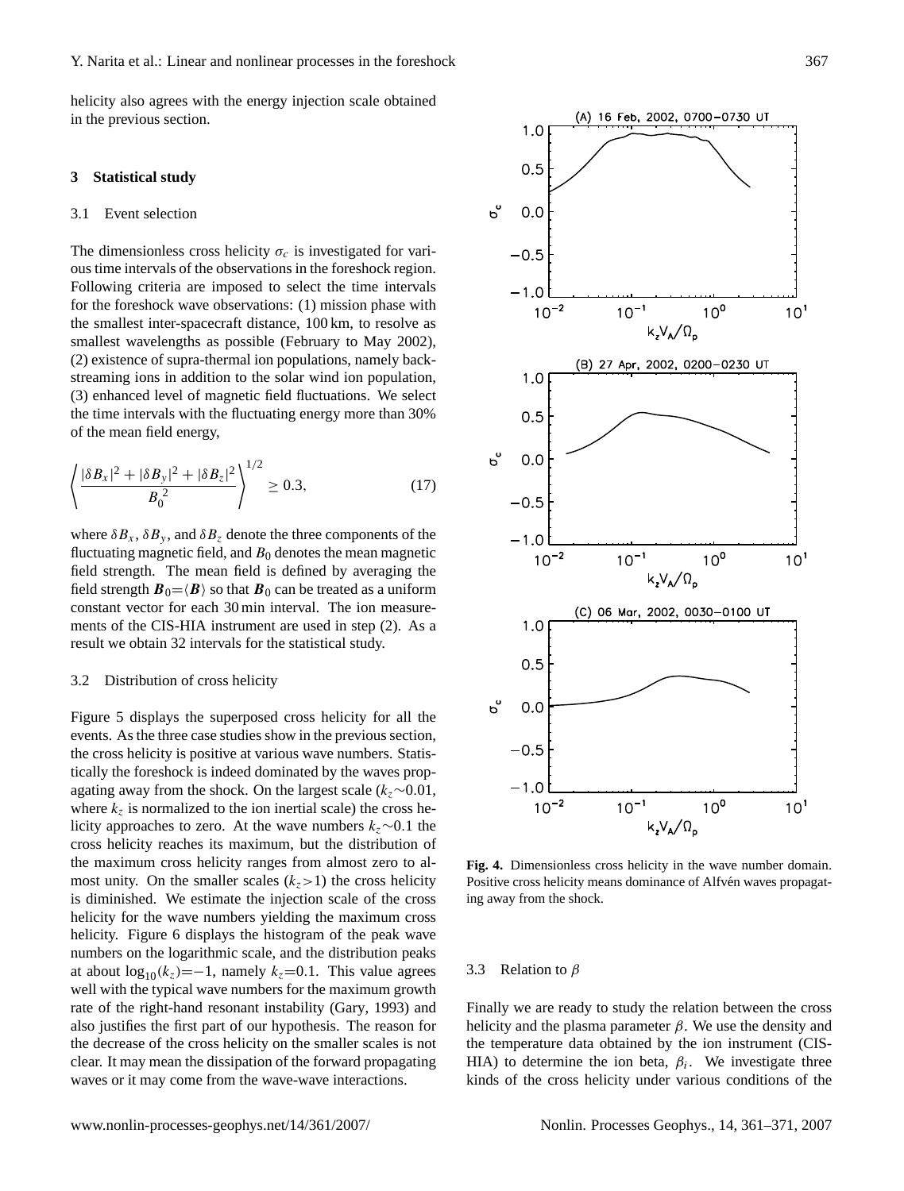helicity also agrees with the energy injection scale obtained in the previous section.

## 3 Statistical study

### 3.1 Event selection

The dimensionless cross helicity $\sigma_c$ is investigated for various time intervals of the observations in the foreshock region. Following criteria are imposed to select the time intervals for the foreshock wave observations: (1) mission phase with the smallest inter-spacecraft distance, 100 km, to resolve as smallest wavelengths as possible (February to May 2002), (2) existence of supra-thermal ion populations, namely backstreaming ions in addition to the solar wind ion population, (3) enhanced level of magnetic field fluctuations. We select the time intervals with the fluctuating energy more than 30% of the mean field energy,

$$\left\langle \frac{|\delta B_x|^2 + |\delta B_y|^2 + |\delta B_z|^2}{B_0^{\,2}} \right\rangle^{1/2} \geq 0.3, \tag{17}$$

where $\delta B_x$, $\delta B_y$, and $\delta B_z$ denote the three components of the fluctuating magnetic field, and $B_0$ denotes the mean magnetic field strength. The mean field is defined by averaging the field strength $\boldsymbol{B}_0 = \langle \boldsymbol{B} \rangle$ so that $\boldsymbol{B}_0$ can be treated as a uniform constant vector for each 30 min interval. The ion measurements of the CIS-HIA instrument are used in step (2). As a result we obtain 32 intervals for the statistical study.

### 3.2 Distribution of cross helicity

Figure 5 displays the superposed cross helicity for all the events. As the three case studies show in the previous section, the cross helicity is positive at various wave numbers. Statistically the foreshock is indeed dominated by the waves propagating away from the shock. On the largest scale ($k_z \sim 0.01$, where $k_z$ is normalized to the ion inertial scale) the cross helicity approaches to zero. At the wave numbers $k_z \sim 0.1$ the cross helicity reaches its maximum, but the distribution of the maximum cross helicity ranges from almost zero to almost unity. On the smaller scales ($k_z > 1$) the cross helicity is diminished. We estimate the injection scale of the cross helicity for the wave numbers yielding the maximum cross helicity. Figure 6 displays the histogram of the peak wave numbers on the logarithmic scale, and the distribution peaks at about $\log_{10}(k_z) = -1$, namely $k_z = 0.1$. This value agrees well with the typical wave numbers for the maximum growth rate of the right-hand resonant instability (Gary, 1993) and also justifies the first part of our hypothesis. The reason for the decrease of the cross helicity on the smaller scales is not clear. It may mean the dissipation of the forward propagating waves or it may come from the wave-wave interactions.

**Fig. 4.** Dimensionless cross helicity in the wave number domain. Positive cross helicity means dominance of Alfvén waves propagating away from the shock.

### 3.3 Relation to $\beta$

Finally we are ready to study the relation between the cross helicity and the plasma parameter $\beta$. We use the density and the temperature data obtained by the ion instrument (CIS-HIA) to determine the ion beta, $\beta_i$. We investigate three kinds of the cross helicity under various conditions of the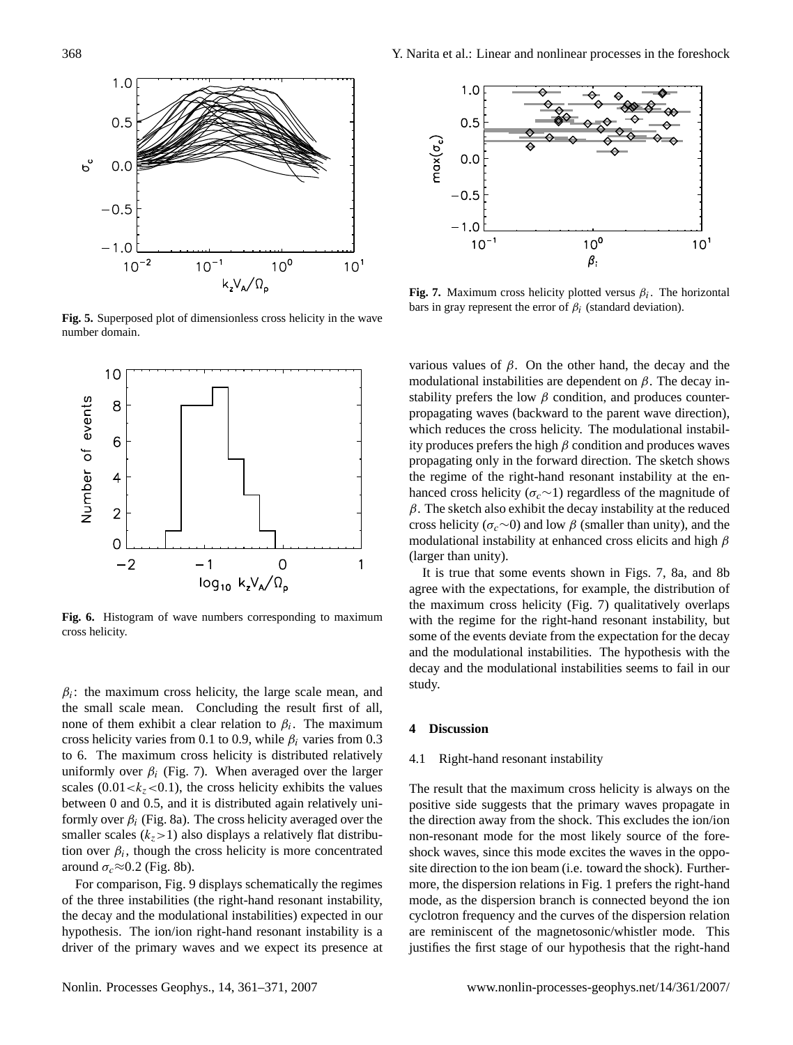**Fig. 5.** Superposed plot of dimensionless cross helicity in the wave number domain.

**Fig. 6.** Histogram of wave numbers corresponding to maximum cross helicity.

$\beta_i$: the maximum cross helicity, the large scale mean, and the small scale mean. Concluding the result first of all, none of them exhibit a clear relation to $\beta_i$. The maximum cross helicity varies from 0.1 to 0.9, while $\beta_i$ varies from 0.3 to 6. The maximum cross helicity is distributed relatively uniformly over $\beta_i$ (Fig. 7). When averaged over the larger scales ($0.01<k_z<0.1$), the cross helicity exhibits the values between 0 and 0.5, and it is distributed again relatively uniformly over $\beta_i$ (Fig. 8a). The cross helicity averaged over the smaller scales ($k_z>1$) also displays a relatively flat distribution over $\beta_i$, though the cross helicity is more concentrated around $\sigma_c\approx0.2$ (Fig. 8b).

For comparison, Fig. 9 displays schematically the regimes of the three instabilities (the right-hand resonant instability, the decay and the modulational instabilities) expected in our hypothesis. The ion/ion right-hand resonant instability is a driver of the primary waves and we expect its presence at various values of $\beta$. On the other hand, the decay and the modulational instabilities are dependent on $\beta$. The decay instability prefers the low $\beta$ condition, and produces counter-propagating waves (backward to the parent wave direction), which reduces the cross helicity. The modulational instability produces prefers the high $\beta$ condition and produces waves propagating only in the forward direction. The sketch shows the regime of the right-hand resonant instability at the enhanced cross helicity ($\sigma_c\sim1$) regardless of the magnitude of $\beta$. The sketch also exhibit the decay instability at the reduced cross helicity ($\sigma_c\sim0$) and low $\beta$ (smaller than unity), and the modulational instability at enhanced cross elicits and high $\beta$ (larger than unity).

**Fig. 7.** Maximum cross helicity plotted versus $\beta_i$. The horizontal bars in gray represent the error of $\beta_i$ (standard deviation).

It is true that some events shown in Figs. 7, 8a, and 8b agree with the expectations, for example, the distribution of the maximum cross helicity (Fig. 7) qualitatively overlaps with the regime for the right-hand resonant instability, but some of the events deviate from the expectation for the decay and the modulational instabilities. The hypothesis with the decay and the modulational instabilities seems to fail in our study.

## 4 Discussion

### 4.1 Right-hand resonant instability

The result that the maximum cross helicity is always on the positive side suggests that the primary waves propagate in the direction away from the shock. This excludes the ion/ion non-resonant mode for the most likely source of the foreshock waves, since this mode excites the waves in the opposite direction to the ion beam (i.e. toward the shock). Furthermore, the dispersion relations in Fig. 1 prefers the right-hand mode, as the dispersion branch is connected beyond the ion cyclotron frequency and the curves of the dispersion relation are reminiscent of the magnetosonic/whistler mode. This justifies the first stage of our hypothesis that the right-hand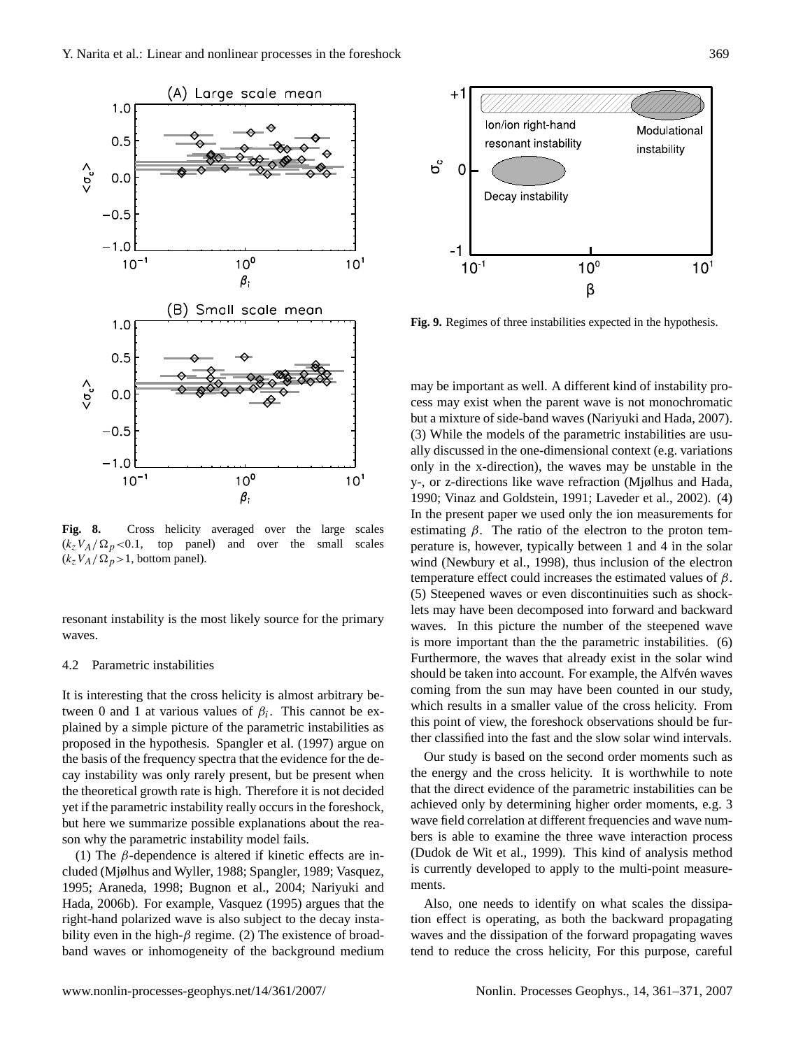**Fig. 8.** Cross helicity averaged over the large scales ($k_z V_A/\Omega_p<0.1$, top panel) and over the small scales ($k_z V_A/\Omega_p>1$, bottom panel).

**Fig. 9.** Regimes of three instabilities expected in the hypothesis.

resonant instability is the most likely source for the primary waves.

### 4.2 Parametric instabilities

It is interesting that the cross helicity is almost arbitrary between 0 and 1 at various values of $\beta_i$. This cannot be explained by a simple picture of the parametric instabilities as proposed in the hypothesis. Spangler et al. (1997) argue on the basis of the frequency spectra that the evidence for the decay instability was only rarely present, but be present when the theoretical growth rate is high. Therefore it is not decided yet if the parametric instability really occurs in the foreshock, but here we summarize possible explanations about the reason why the parametric instability model fails.

(1) The $\beta$-dependence is altered if kinetic effects are included (Mjølhus and Wyller, 1988; Spangler, 1989; Vasquez, 1995; Araneda, 1998; Bugnon et al., 2004; Nariyuki and Hada, 2006b). For example, Vasquez (1995) argues that the right-hand polarized wave is also subject to the decay instability even in the high-$\beta$ regime. (2) The existence of broadband waves or inhomogeneity of the background medium may be important as well. A different kind of instability process may exist when the parent wave is not monochromatic but a mixture of side-band waves (Nariyuki and Hada, 2007). (3) While the models of the parametric instabilities are usually discussed in the one-dimensional context (e.g. variations only in the x-direction), the waves may be unstable in the y-, or z-directions like wave refraction (Mjølhus and Hada, 1990; Vinaz and Goldstein, 1991; Laveder et al., 2002). (4) In the present paper we used only the ion measurements for estimating $\beta$. The ratio of the electron to the proton temperature is, however, typically between 1 and 4 in the solar wind (Newbury et al., 1998), thus inclusion of the electron temperature effect could increases the estimated values of $\beta$. (5) Steepened waves or even discontinuities such as shocklets may have been decomposed into forward and backward waves. In this picture the number of the steepened wave is more important than the the parametric instabilities. (6) Furthermore, the waves that already exist in the solar wind should be taken into account. For example, the Alfvén waves coming from the sun may have been counted in our study, which results in a smaller value of the cross helicity. From this point of view, the foreshock observations should be further classified into the fast and the slow solar wind intervals.

Our study is based on the second order moments such as the energy and the cross helicity. It is worthwhile to note that the direct evidence of the parametric instabilities can be achieved only by determining higher order moments, e.g. 3 wave field correlation at different frequencies and wave numbers is able to examine the three wave interaction process (Dudok de Wit et al., 1999). This kind of analysis method is currently developed to apply to the multi-point measurements.

Also, one needs to identify on what scales the dissipation effect is operating, as both the backward propagating waves and the dissipation of the forward propagating waves tend to reduce the cross helicity, For this purpose, careful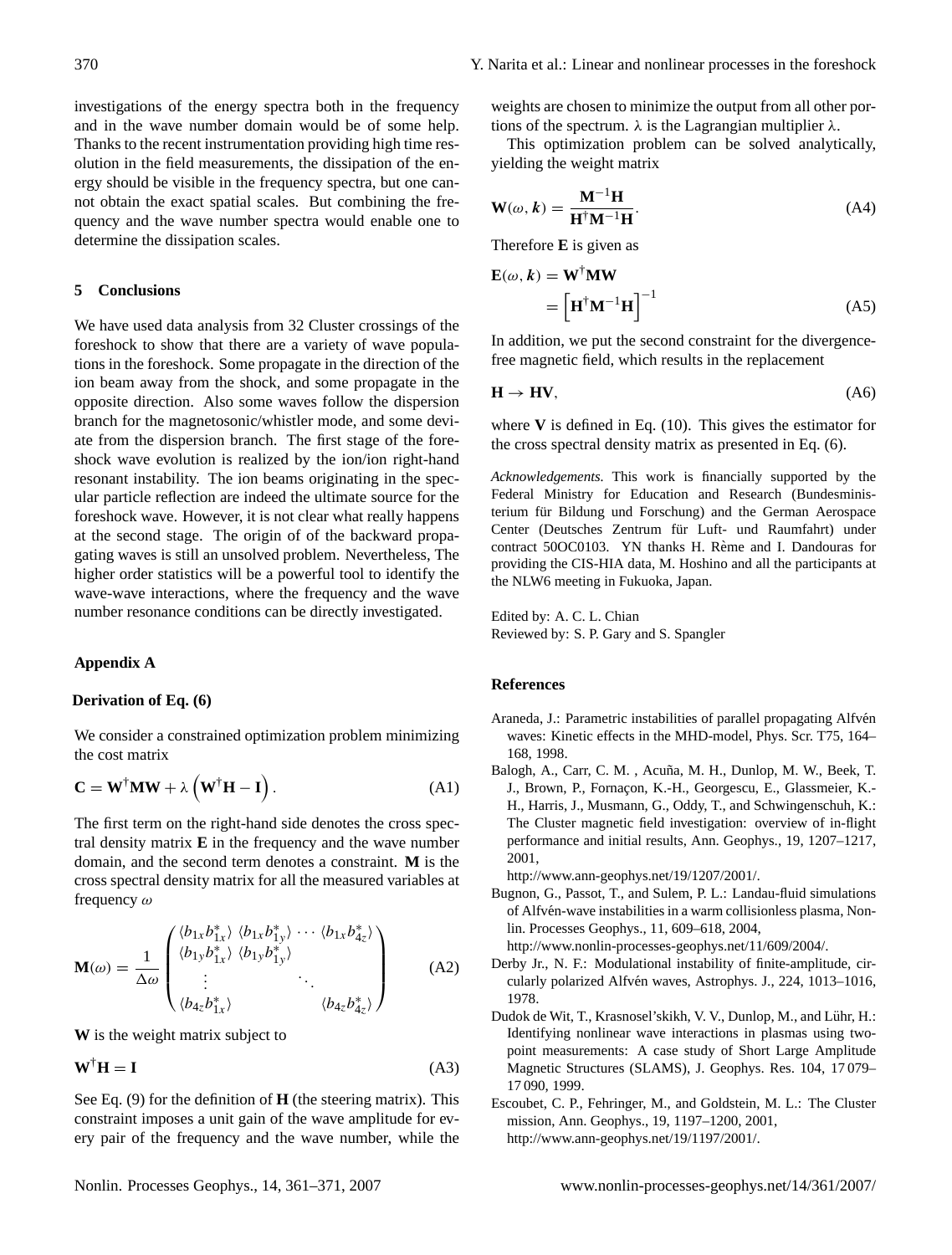investigations of the energy spectra both in the frequency and in the wave number domain would be of some help. Thanks to the recent instrumentation providing high time resolution in the field measurements, the dissipation of the energy should be visible in the frequency spectra, but one cannot obtain the exact spatial scales. But combining the frequency and the wave number spectra would enable one to determine the dissipation scales.

## 5 Conclusions

We have used data analysis from 32 Cluster crossings of the foreshock to show that there are a variety of wave populations in the foreshock. Some propagate in the direction of the ion beam away from the shock, and some propagate in the opposite direction. Also some waves follow the dispersion branch for the magnetosonic/whistler mode, and some deviate from the dispersion branch. The first stage of the foreshock wave evolution is realized by the ion/ion right-hand resonant instability. The ion beams originating in the specular particle reflection are indeed the ultimate source for the foreshock wave. However, it is not clear what really happens at the second stage. The origin of of the backward propagating waves is still an unsolved problem. Nevertheless, The higher order statistics will be a powerful tool to identify the wave-wave interactions, where the frequency and the wave number resonance conditions can be directly investigated.

## Appendix A

### Derivation of Eq. (6)

We consider a constrained optimization problem minimizing the cost matrix

$$\mathbf{C} = \mathbf{W}^{\dagger}\mathbf{M}\mathbf{W} + \lambda\left(\mathbf{W}^{\dagger}\mathbf{H} - \mathbf{I}\right). \tag{A1}$$

The first term on the right-hand side denotes the cross spectral density matrix $\mathbf{E}$ in the frequency and the wave number domain, and the second term denotes a constraint. $\mathbf{M}$ is the cross spectral density matrix for all the measured variables at frequency $\omega$

$$\mathbf{M}(\omega) = \frac{1}{\Delta\omega}\begin{pmatrix} \langle b_{1x}b_{1x}^{*}\rangle & \langle b_{1x}b_{1y}^{*}\rangle & \cdots & \langle b_{1x}b_{4z}^{*}\rangle \\ \langle b_{1y}b_{1x}^{*}\rangle & \langle b_{1y}b_{1y}^{*}\rangle & & \\ \vdots & & \ddots & \\ \langle b_{4z}b_{1x}^{*}\rangle & & & \langle b_{4z}b_{4z}^{*}\rangle \end{pmatrix} \tag{A2}$$

$\mathbf{W}$ is the weight matrix subject to

$$\mathbf{W}^{\dagger}\mathbf{H} = \mathbf{I} \tag{A3}$$

See Eq. (9) for the definition of $\mathbf{H}$ (the steering matrix). This constraint imposes a unit gain of the wave amplitude for every pair of the frequency and the wave number, while the weights are chosen to minimize the output from all other portions of the spectrum. $\lambda$ is the Lagrangian multiplier $\lambda$.

This optimization problem can be solved analytically, yielding the weight matrix

$$\mathbf{W}(\omega, \boldsymbol{k}) = \frac{\mathbf{M}^{-1}\mathbf{H}}{\mathbf{H}^{\dagger}\mathbf{M}^{-1}\mathbf{H}}. \tag{A4}$$

Therefore $\mathbf{E}$ is given as

$$\begin{aligned} \mathbf{E}(\omega, \boldsymbol{k}) &= \mathbf{W}^{\dagger}\mathbf{M}\mathbf{W} \\ &= \left[\mathbf{H}^{\dagger}\mathbf{M}^{-1}\mathbf{H}\right]^{-1} \end{aligned} \tag{A5}$$

In addition, we put the second constraint for the divergence-free magnetic field, which results in the replacement

$$\mathbf{H} \rightarrow \mathbf{H}\mathbf{V}, \tag{A6}$$

where $\mathbf{V}$ is defined in Eq. (10). This gives the estimator for the cross spectral density matrix as presented in Eq. (6).

*Acknowledgements.* This work is financially supported by the Federal Ministry for Education and Research (Bundesministerium für Bildung und Forschung) and the German Aerospace Center (Deutsches Zentrum für Luft- und Raumfahrt) under contract 50OC0103. YN thanks H. Rème and I. Dandouras for providing the CIS-HIA data, M. Hoshino and all the participants at the NLW6 meeting in Fukuoka, Japan.

Edited by: A. C. L. Chian
Reviewed by: S. P. Gary and S. Spangler

## References

Araneda, J.: Parametric instabilities of parallel propagating Alfvén waves: Kinetic effects in the MHD-model, Phys. Scr. T75, 164–168, 1998.

Balogh, A., Carr, C. M. , Acuña, M. H., Dunlop, M. W., Beek, T. J., Brown, P., Fornaçon, K.-H., Georgescu, E., Glassmeier, K.-H., Harris, J., Musmann, G., Oddy, T., and Schwingenschuh, K.: The Cluster magnetic field investigation: overview of in-flight performance and initial results, Ann. Geophys., 19, 1207–1217, 2001, http://www.ann-geophys.net/19/1207/2001/.

Bugnon, G., Passot, T., and Sulem, P. L.: Landau-fluid simulations of Alfvén-wave instabilities in a warm collisionless plasma, Nonlin. Processes Geophys., 11, 609–618, 2004, http://www.nonlin-processes-geophys.net/11/609/2004/.

Derby Jr., N. F.: Modulational instability of finite-amplitude, circularly polarized Alfvén waves, Astrophys. J., 224, 1013–1016, 1978.

Dudok de Wit, T., Krasnosel'skikh, V. V., Dunlop, M., and Lühr, H.: Identifying nonlinear wave interactions in plasmas using two-point measurements: A case study of Short Large Amplitude Magnetic Structures (SLAMS), J. Geophys. Res. 104, 17 079–17 090, 1999.

Escoubet, C. P., Fehringer, M., and Goldstein, M. L.: The Cluster mission, Ann. Geophys., 19, 1197–1200, 2001, http://www.ann-geophys.net/19/1197/2001/.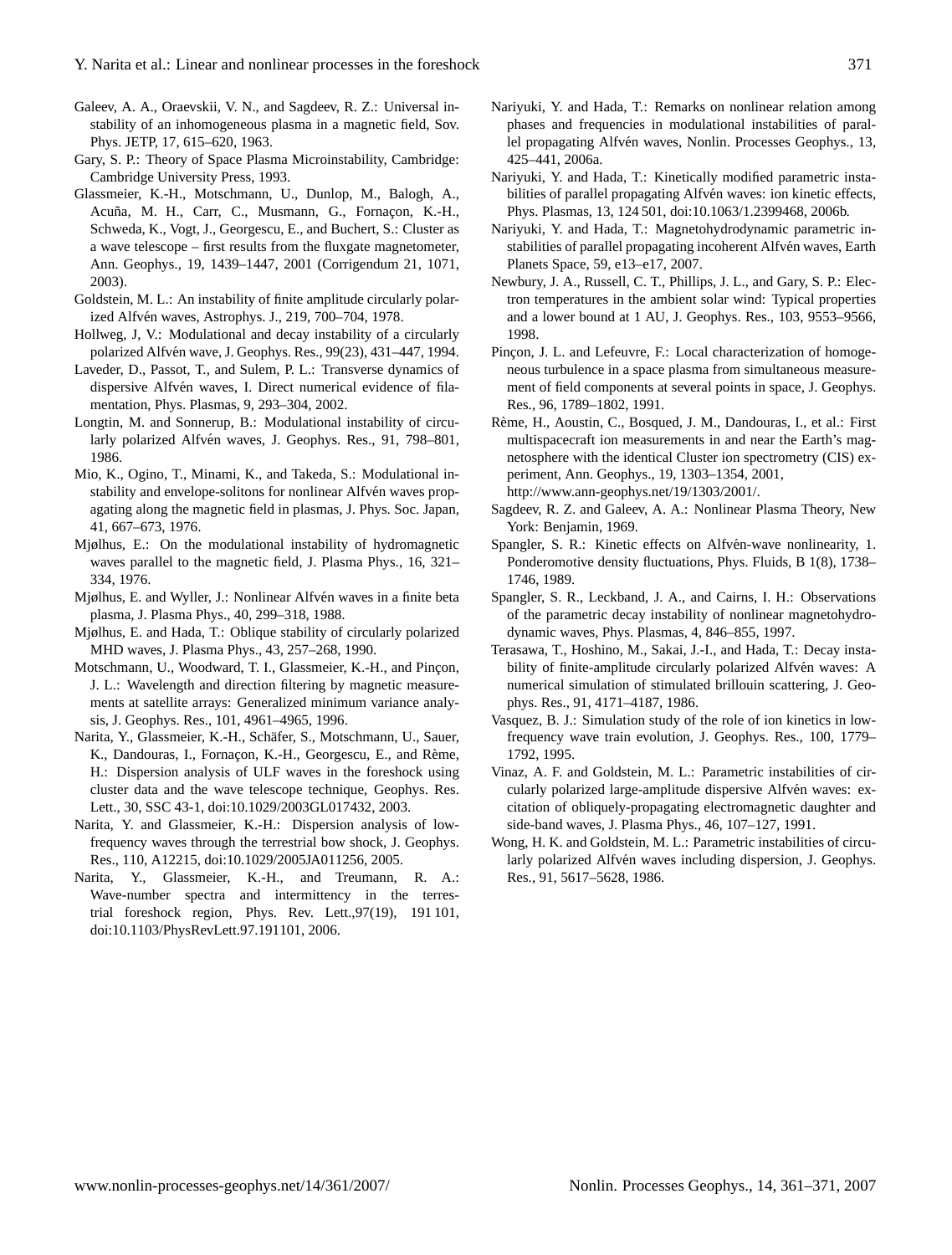Galeev, A. A., Oraevskii, V. N., and Sagdeev, R. Z.: Universal instability of an inhomogeneous plasma in a magnetic field, Sov. Phys. JETP, 17, 615–620, 1963.

Gary, S. P.: Theory of Space Plasma Microinstability, Cambridge: Cambridge University Press, 1993.

Glassmeier, K.-H., Motschmann, U., Dunlop, M., Balogh, A., Acuña, M. H., Carr, C., Musmann, G., Fornaçon, K.-H., Schweda, K., Vogt, J., Georgescu, E., and Buchert, S.: Cluster as a wave telescope – first results from the fluxgate magnetometer, Ann. Geophys., 19, 1439–1447, 2001 (Corrigendum 21, 1071, 2003).

Goldstein, M. L.: An instability of finite amplitude circularly polarized Alfvén waves, Astrophys. J., 219, 700–704, 1978.

Hollweg, J, V.: Modulational and decay instability of a circularly polarized Alfvén wave, J. Geophys. Res., 99(23), 431–447, 1994.

Laveder, D., Passot, T., and Sulem, P. L.: Transverse dynamics of dispersive Alfvén waves, I. Direct numerical evidence of filamentation, Phys. Plasmas, 9, 293–304, 2002.

Longtin, M. and Sonnerup, B.: Modulational instability of circularly polarized Alfvén waves, J. Geophys. Res., 91, 798–801, 1986.

Mio, K., Ogino, T., Minami, K., and Takeda, S.: Modulational instability and envelope-solitons for nonlinear Alfvén waves propagating along the magnetic field in plasmas, J. Phys. Soc. Japan, 41, 667–673, 1976.

Mjølhus, E.: On the modulational instability of hydromagnetic waves parallel to the magnetic field, J. Plasma Phys., 16, 321–334, 1976.

Mjølhus, E. and Wyller, J.: Nonlinear Alfvén waves in a finite beta plasma, J. Plasma Phys., 40, 299–318, 1988.

Mjølhus, E. and Hada, T.: Oblique stability of circularly polarized MHD waves, J. Plasma Phys., 43, 257–268, 1990.

Motschmann, U., Woodward, T. I., Glassmeier, K.-H., and Pinçon, J. L.: Wavelength and direction filtering by magnetic measurements at satellite arrays: Generalized minimum variance analysis, J. Geophys. Res., 101, 4961–4965, 1996.

Narita, Y., Glassmeier, K.-H., Schäfer, S., Motschmann, U., Sauer, K., Dandouras, I., Fornaçon, K.-H., Georgescu, E., and Rème, H.: Dispersion analysis of ULF waves in the foreshock using cluster data and the wave telescope technique, Geophys. Res. Lett., 30, SSC 43-1, doi:10.1029/2003GL017432, 2003.

Narita, Y. and Glassmeier, K.-H.: Dispersion analysis of low-frequency waves through the terrestrial bow shock, J. Geophys. Res., 110, A12215, doi:10.1029/2005JA011256, 2005.

Narita, Y., Glassmeier, K.-H., and Treumann, R. A.: Wave-number spectra and intermittency in the terrestrial foreshock region, Phys. Rev. Lett.,97(19), 191 101, doi:10.1103/PhysRevLett.97.191101, 2006.

Nariyuki, Y. and Hada, T.: Remarks on nonlinear relation among phases and frequencies in modulational instabilities of parallel propagating Alfvén waves, Nonlin. Processes Geophys., 13, 425–441, 2006a.

Nariyuki, Y. and Hada, T.: Kinetically modified parametric instabilities of parallel propagating Alfvén waves: ion kinetic effects, Phys. Plasmas, 13, 124 501, doi:10.1063/1.2399468, 2006b.

Nariyuki, Y. and Hada, T.: Magnetohydrodynamic parametric instabilities of parallel propagating incoherent Alfvén waves, Earth Planets Space, 59, e13–e17, 2007.

Newbury, J. A., Russell, C. T., Phillips, J. L., and Gary, S. P.: Electron temperatures in the ambient solar wind: Typical properties and a lower bound at 1 AU, J. Geophys. Res., 103, 9553–9566, 1998.

Pinçon, J. L. and Lefeuvre, F.: Local characterization of homogeneous turbulence in a space plasma from simultaneous measurement of field components at several points in space, J. Geophys. Res., 96, 1789–1802, 1991.

Rème, H., Aoustin, C., Bosqued, J. M., Dandouras, I., et al.: First multispacecraft ion measurements in and near the Earth's magnetosphere with the identical Cluster ion spectrometry (CIS) experiment, Ann. Geophys., 19, 1303–1354, 2001, http://www.ann-geophys.net/19/1303/2001/.

Sagdeev, R. Z. and Galeev, A. A.: Nonlinear Plasma Theory, New York: Benjamin, 1969.

Spangler, S. R.: Kinetic effects on Alfvén-wave nonlinearity, 1. Ponderomotive density fluctuations, Phys. Fluids, B 1(8), 1738–1746, 1989.

Spangler, S. R., Leckband, J. A., and Cairns, I. H.: Observations of the parametric decay instability of nonlinear magnetohydrodynamic waves, Phys. Plasmas, 4, 846–855, 1997.

Terasawa, T., Hoshino, M., Sakai, J.-I., and Hada, T.: Decay instability of finite-amplitude circularly polarized Alfvén waves: A numerical simulation of stimulated brillouin scattering, J. Geophys. Res., 91, 4171–4187, 1986.

Vasquez, B. J.: Simulation study of the role of ion kinetics in low-frequency wave train evolution, J. Geophys. Res., 100, 1779–1792, 1995.

Vinaz, A. F. and Goldstein, M. L.: Parametric instabilities of circularly polarized large-amplitude dispersive Alfvén waves: excitation of obliquely-propagating electromagnetic daughter and side-band waves, J. Plasma Phys., 46, 107–127, 1991.

Wong, H. K. and Goldstein, M. L.: Parametric instabilities of circularly polarized Alfvén waves including dispersion, J. Geophys. Res., 91, 5617–5628, 1986.